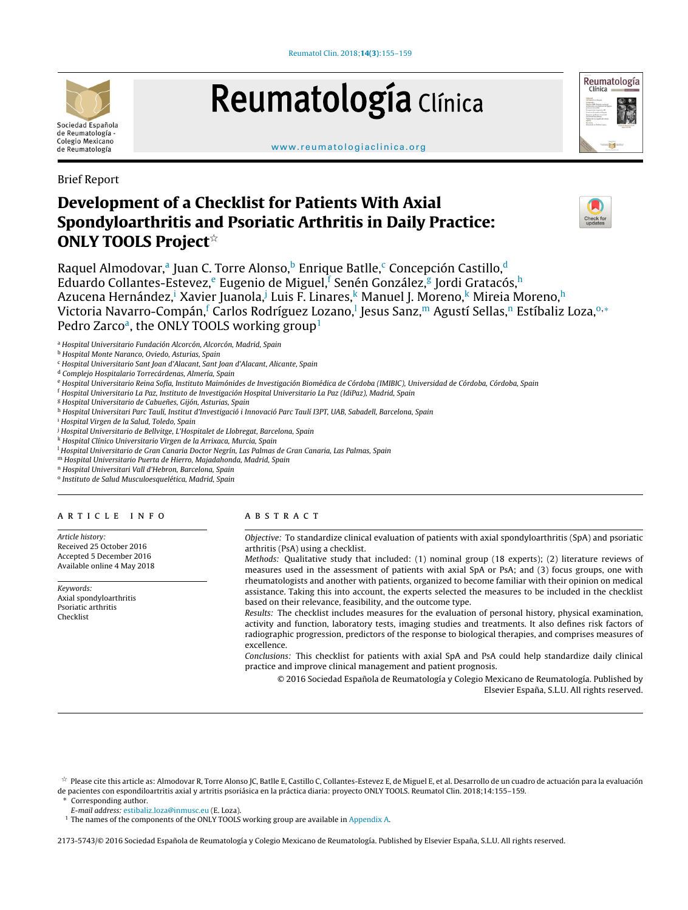Brief Report

# Development of a Checklist for Patients With Axial Spondyloarthritis and Psoriatic Arthritis in Daily Practice: ONLY TOOLS Project[☆]

Raquel Almodovar,[a] Juan C. Torre Alonso,[b] Enrique Batlle,[c] Concepción Castillo,[d] Eduardo Collantes-Estevez,[e] Eugenio de Miguel,[f] Senén González,[g] Jordi Gratacós,[h] Azucena Hernández,[i] Xavier Juanola,[j] Luis F. Linares,[k] Manuel J. Moreno,[k] Mireia Moreno,[h] Victoria Navarro-Compán,[f] Carlos Rodríguez Lozano,[l] Jesus Sanz,[m] Agustí Sellas,[n] Estíbaliz Loza,[o,*] Pedro Zarco[a], the ONLY TOOLS working group[1]

[a] Hospital Universitario Fundación Alcorcón, Alcorcón, Madrid, Spain
[b] Hospital Monte Naranco, Oviedo, Asturias, Spain
[c] Hospital Universitario Sant Joan d'Alacant, Sant Joan d'Alacant, Alicante, Spain
[d] Complejo Hospitalario Torrecárdenas, Almería, Spain
[e] Hospital Universitario Reina Sofía, Instituto Maimónides de Investigación Biomédica de Córdoba (IMIBIC), Universidad de Córdoba, Córdoba, Spain
[f] Hospital Universitario La Paz, Instituto de Investigación Hospital Universitario La Paz (IdiPaz), Madrid, Spain
[g] Hospital Universitario de Cabueñes, Gijón, Asturias, Spain
[h] Hospital Universitari Parc Taulí, Institut d'Investigació i Innovació Parc Taulí I3PT, UAB, Sabadell, Barcelona, Spain
[i] Hospital Virgen de la Salud, Toledo, Spain
[j] Hospital Universitario de Bellvitge, L'Hospitalet de Llobregat, Barcelona, Spain
[k] Hospital Clínico Universitario Virgen de la Arrixaca, Murcia, Spain
[l] Hospital Universitario de Gran Canaria Doctor Negrín, Las Palmas de Gran Canaria, Las Palmas, Spain
[m] Hospital Universitario Puerta de Hierro, Majadahonda, Madrid, Spain
[n] Hospital Universitari Vall d'Hebron, Barcelona, Spain
[o] Instituto de Salud Musculoesquelética, Madrid, Spain

## ARTICLE INFO

*Article history:*
Received 25 October 2016
Accepted 5 December 2016
Available online 4 May 2018

*Keywords:*
Axial spondyloarthritis
Psoriatic arthritis
Checklist

## ABSTRACT

*Objective:* To standardize clinical evaluation of patients with axial spondyloarthritis (SpA) and psoriatic arthritis (PsA) using a checklist.

*Methods:* Qualitative study that included: (1) nominal group (18 experts); (2) literature reviews of measures used in the assessment of patients with axial SpA or PsA; and (3) focus groups, one with rheumatologists and another with patients, organized to become familiar with their opinion on medical assistance. Taking this into account, the experts selected the measures to be included in the checklist based on their relevance, feasibility, and the outcome type.

*Results:* The checklist includes measures for the evaluation of personal history, physical examination, activity and function, laboratory tests, imaging studies and treatments. It also defines risk factors of radiographic progression, predictors of the response to biological therapies, and comprises measures of excellence.

*Conclusions:* This checklist for patients with axial SpA and PsA could help standardize daily clinical practice and improve clinical management and patient prognosis.

© 2016 Sociedad Española de Reumatología y Colegio Mexicano de Reumatología. Published by Elsevier España, S.L.U. All rights reserved.

[☆] Please cite this article as: Almodovar R, Torre Alonso JC, Batlle E, Castillo C, Collantes-Estevez E, de Miguel E, et al. Desarrollo de un cuadro de actuación para la evaluación de pacientes con espondiloartritis axial y artritis psoriásica en la práctica diaria: proyecto ONLY TOOLS. Reumatol Clin. 2018;14:155–159.

\* Corresponding author.
*E-mail address:* estibaliz.loza@inmusc.eu (E. Loza).

[1] The names of the components of the ONLY TOOLS working group are available in Appendix A.

2173-5743/© 2016 Sociedad Española de Reumatología y Colegio Mexicano de Reumatología. Published by Elsevier España, S.L.U. All rights reserved.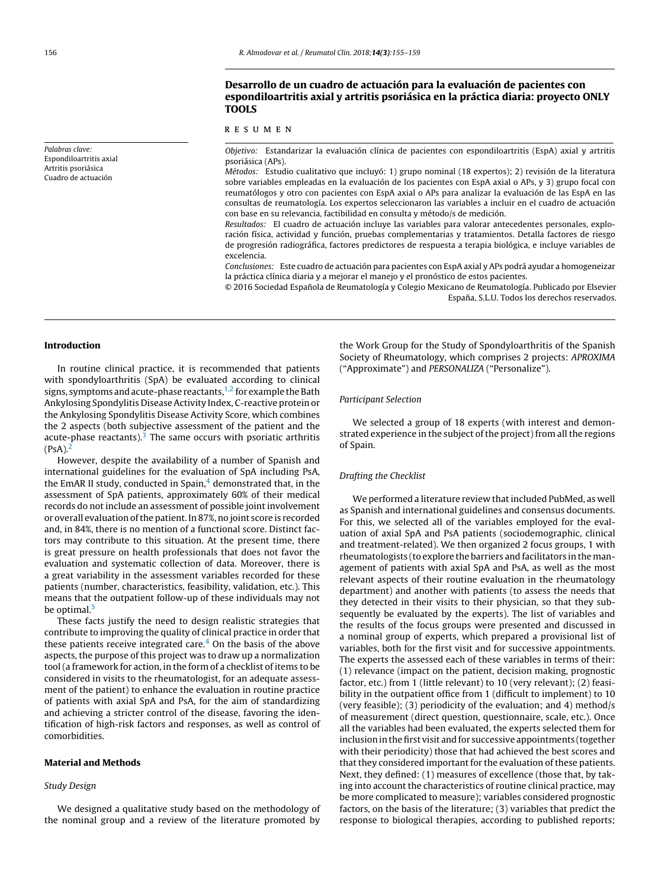# Desarrollo de un cuadro de actuación para la evaluación de pacientes con espondiloartritis axial y artritis psoriásica en la práctica diaria: proyecto ONLY TOOLS

**Palabras clave:**
Espondiloartritis axial
Artritis psoriásica
Cuadro de actuación

R E S U M E N

*Objetivo:* Estandarizar la evaluación clínica de pacientes con espondiloartritis (EspA) axial y artritis psoriásica (APs).

*Métodos:* Estudio cualitativo que incluyó: 1) grupo nominal (18 expertos); 2) revisión de la literatura sobre variables empleadas en la evaluación de los pacientes con EspA axial o APs, y 3) grupo focal con reumatólogos y otro con pacientes con EspA axial o APs para analizar la evaluación de las EspA en las consultas de reumatología. Los expertos seleccionaron las variables a incluir en el cuadro de actuación con base en su relevancia, factibilidad en consulta y método/s de medición.

*Resultados:* El cuadro de actuación incluye las variables para valorar antecedentes personales, exploración física, actividad y función, pruebas complementarias y tratamientos. Detalla factores de riesgo de progresión radiográfica, factores predictores de respuesta a terapia biológica, e incluye variables de excelencia.

*Conclusiones:* Este cuadro de actuación para pacientes con EspA axial y APs podrá ayudar a homogeneizar la práctica clínica diaria y a mejorar el manejo y el pronóstico de estos pacientes.

© 2016 Sociedad Española de Reumatología y Colegio Mexicano de Reumatología. Publicado por Elsevier España, S.L.U. Todos los derechos reservados.

## Introduction

In routine clinical practice, it is recommended that patients with spondyloarthritis (SpA) be evaluated according to clinical signs, symptoms and acute-phase reactants,[1,2] for example the Bath Ankylosing Spondylitis Disease Activity Index, C-reactive protein or the Ankylosing Spondylitis Disease Activity Score, which combines the 2 aspects (both subjective assessment of the patient and the acute-phase reactants).[3] The same occurs with psoriatic arthritis (PsA).[2]

However, despite the availability of a number of Spanish and international guidelines for the evaluation of SpA including PsA, the EmAR II study, conducted in Spain,[4] demonstrated that, in the assessment of SpA patients, approximately 60% of their medical records do not include an assessment of possible joint involvement or overall evaluation of the patient. In 87%, no joint score is recorded and, in 84%, there is no mention of a functional score. Distinct factors may contribute to this situation. At the present time, there is great pressure on health professionals that does not favor the evaluation and systematic collection of data. Moreover, there is a great variability in the assessment variables recorded for these patients (number, characteristics, feasibility, validation, etc.). This means that the outpatient follow-up of these individuals may not be optimal.[5]

These facts justify the need to design realistic strategies that contribute to improving the quality of clinical practice in order that these patients receive integrated care.[4] On the basis of the above aspects, the purpose of this project was to draw up a normalization tool (a framework for action, in the form of a checklist of items to be considered in visits to the rheumatologist, for an adequate assessment of the patient) to enhance the evaluation in routine practice of patients with axial SpA and PsA, for the aim of standardizing and achieving a stricter control of the disease, favoring the identification of high-risk factors and responses, as well as control of comorbidities.

## Material and Methods

### *Study Design*

We designed a qualitative study based on the methodology of the nominal group and a review of the literature promoted by the Work Group for the Study of Spondyloarthritis of the Spanish Society of Rheumatology, which comprises 2 projects: *APROXIMA* ("Approximate") and *PERSONALIZA* ("Personalize").

### *Participant Selection*

We selected a group of 18 experts (with interest and demonstrated experience in the subject of the project) from all the regions of Spain.

### *Drafting the Checklist*

We performed a literature review that included PubMed, as well as Spanish and international guidelines and consensus documents. For this, we selected all of the variables employed for the evaluation of axial SpA and PsA patients (sociodemographic, clinical and treatment-related). We then organized 2 focus groups, 1 with rheumatologists (to explore the barriers and facilitators in the management of patients with axial SpA and PsA, as well as the most relevant aspects of their routine evaluation in the rheumatology department) and another with patients (to assess the needs that they detected in their visits to their physician, so that they subsequently be evaluated by the experts). The list of variables and the results of the focus groups were presented and discussed in a nominal group of experts, which prepared a provisional list of variables, both for the first visit and for successive appointments. The experts the assessed each of these variables in terms of their: (1) relevance (impact on the patient, decision making, prognostic factor, etc.) from 1 (little relevant) to 10 (very relevant); (2) feasibility in the outpatient office from 1 (difficult to implement) to 10 (very feasible); (3) periodicity of the evaluation; and 4) method/s of measurement (direct question, questionnaire, scale, etc.). Once all the variables had been evaluated, the experts selected them for inclusion in the first visit and for successive appointments (together with their periodicity) those that had achieved the best scores and that they considered important for the evaluation of these patients. Next, they defined: (1) measures of excellence (those that, by taking into account the characteristics of routine clinical practice, may be more complicated to measure); variables considered prognostic factors, on the basis of the literature; (3) variables that predict the response to biological therapies, according to published reports;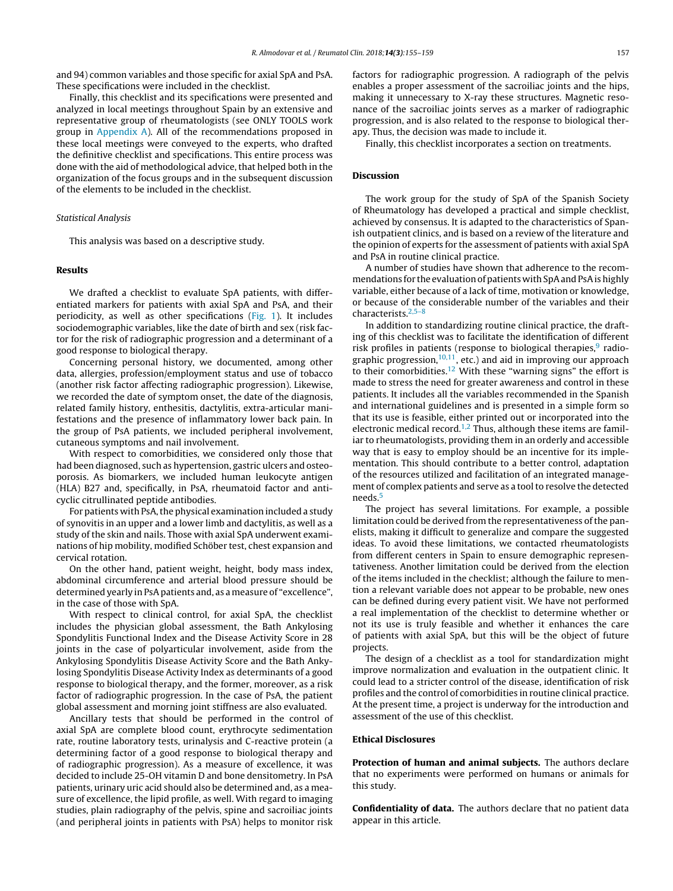and 94) common variables and those specific for axial SpA and PsA. These specifications were included in the checklist.

Finally, this checklist and its specifications were presented and analyzed in local meetings throughout Spain by an extensive and representative group of rheumatologists (see ONLY TOOLS work group in Appendix A). All of the recommendations proposed in these local meetings were conveyed to the experts, who drafted the definitive checklist and specifications. This entire process was done with the aid of methodological advice, that helped both in the organization of the focus groups and in the subsequent discussion of the elements to be included in the checklist.

### *Statistical Analysis*

This analysis was based on a descriptive study.

## Results

We drafted a checklist to evaluate SpA patients, with differentiated markers for patients with axial SpA and PsA, and their periodicity, as well as other specifications (Fig. 1). It includes sociodemographic variables, like the date of birth and sex (risk factor for the risk of radiographic progression and a determinant of a good response to biological therapy.

Concerning personal history, we documented, among other data, allergies, profession/employment status and use of tobacco (another risk factor affecting radiographic progression). Likewise, we recorded the date of symptom onset, the date of the diagnosis, related family history, enthesitis, dactylitis, extra-articular manifestations and the presence of inflammatory lower back pain. In the group of PsA patients, we included peripheral involvement, cutaneous symptoms and nail involvement.

With respect to comorbidities, we considered only those that had been diagnosed, such as hypertension, gastric ulcers and osteoporosis. As biomarkers, we included human leukocyte antigen (HLA) B27 and, specifically, in PsA, rheumatoid factor and anticyclic citrullinated peptide antibodies.

For patients with PsA, the physical examination included a study of synovitis in an upper and a lower limb and dactylitis, as well as a study of the skin and nails. Those with axial SpA underwent examinations of hip mobility, modified Schöber test, chest expansion and cervical rotation.

On the other hand, patient weight, height, body mass index, abdominal circumference and arterial blood pressure should be determined yearly in PsA patients and, as a measure of "excellence", in the case of those with SpA.

With respect to clinical control, for axial SpA, the checklist includes the physician global assessment, the Bath Ankylosing Spondylitis Functional Index and the Disease Activity Score in 28 joints in the case of polyarticular involvement, aside from the Ankylosing Spondylitis Disease Activity Score and the Bath Ankylosing Spondylitis Disease Activity Index as determinants of a good response to biological therapy, and the former, moreover, as a risk factor of radiographic progression. In the case of PsA, the patient global assessment and morning joint stiffness are also evaluated.

Ancillary tests that should be performed in the control of axial SpA are complete blood count, erythrocyte sedimentation rate, routine laboratory tests, urinalysis and C-reactive protein (a determining factor of a good response to biological therapy and of radiographic progression). As a measure of excellence, it was decided to include 25-OH vitamin D and bone densitometry. In PsA patients, urinary uric acid should also be determined and, as a measure of excellence, the lipid profile, as well. With regard to imaging studies, plain radiography of the pelvis, spine and sacroiliac joints (and peripheral joints in patients with PsA) helps to monitor risk factors for radiographic progression. A radiograph of the pelvis enables a proper assessment of the sacroiliac joints and the hips, making it unnecessary to X-ray these structures. Magnetic resonance of the sacroiliac joints serves as a marker of radiographic progression, and is also related to the response to biological therapy. Thus, the decision was made to include it.

Finally, this checklist incorporates a section on treatments.

## Discussion

The work group for the study of SpA of the Spanish Society of Rheumatology has developed a practical and simple checklist, achieved by consensus. It is adapted to the characteristics of Spanish outpatient clinics, and is based on a review of the literature and the opinion of experts for the assessment of patients with axial SpA and PsA in routine clinical practice.

A number of studies have shown that adherence to the recommendations for the evaluation of patients with SpA and PsA is highly variable, either because of a lack of time, motivation or knowledge, or because of the considerable number of the variables and their characterists.[2,5–8]

In addition to standardizing routine clinical practice, the drafting of this checklist was to facilitate the identification of different risk profiles in patients (response to biological therapies,[9] radiographic progression,[10,11], etc.) and aid in improving our approach to their comorbidities.[12] With these "warning signs" the effort is made to stress the need for greater awareness and control in these patients. It includes all the variables recommended in the Spanish and international guidelines and is presented in a simple form so that its use is feasible, either printed out or incorporated into the electronic medical record.[1,2] Thus, although these items are familiar to rheumatologists, providing them in an orderly and accessible way that is easy to employ should be an incentive for its implementation. This should contribute to a better control, adaptation of the resources utilized and facilitation of an integrated management of complex patients and serve as a tool to resolve the detected needs.[5]

The project has several limitations. For example, a possible limitation could be derived from the representativeness of the panelists, making it difficult to generalize and compare the suggested ideas. To avoid these limitations, we contacted rheumatologists from different centers in Spain to ensure demographic representativeness. Another limitation could be derived from the election of the items included in the checklist; although the failure to mention a relevant variable does not appear to be probable, new ones can be defined during every patient visit. We have not performed a real implementation of the checklist to determine whether or not its use is truly feasible and whether it enhances the care of patients with axial SpA, but this will be the object of future projects.

The design of a checklist as a tool for standardization might improve normalization and evaluation in the outpatient clinic. It could lead to a stricter control of the disease, identification of risk profiles and the control of comorbidities in routine clinical practice. At the present time, a project is underway for the introduction and assessment of the use of this checklist.

## Ethical Disclosures

**Protection of human and animal subjects.** The authors declare that no experiments were performed on humans or animals for this study.

**Confidentiality of data.** The authors declare that no patient data appear in this article.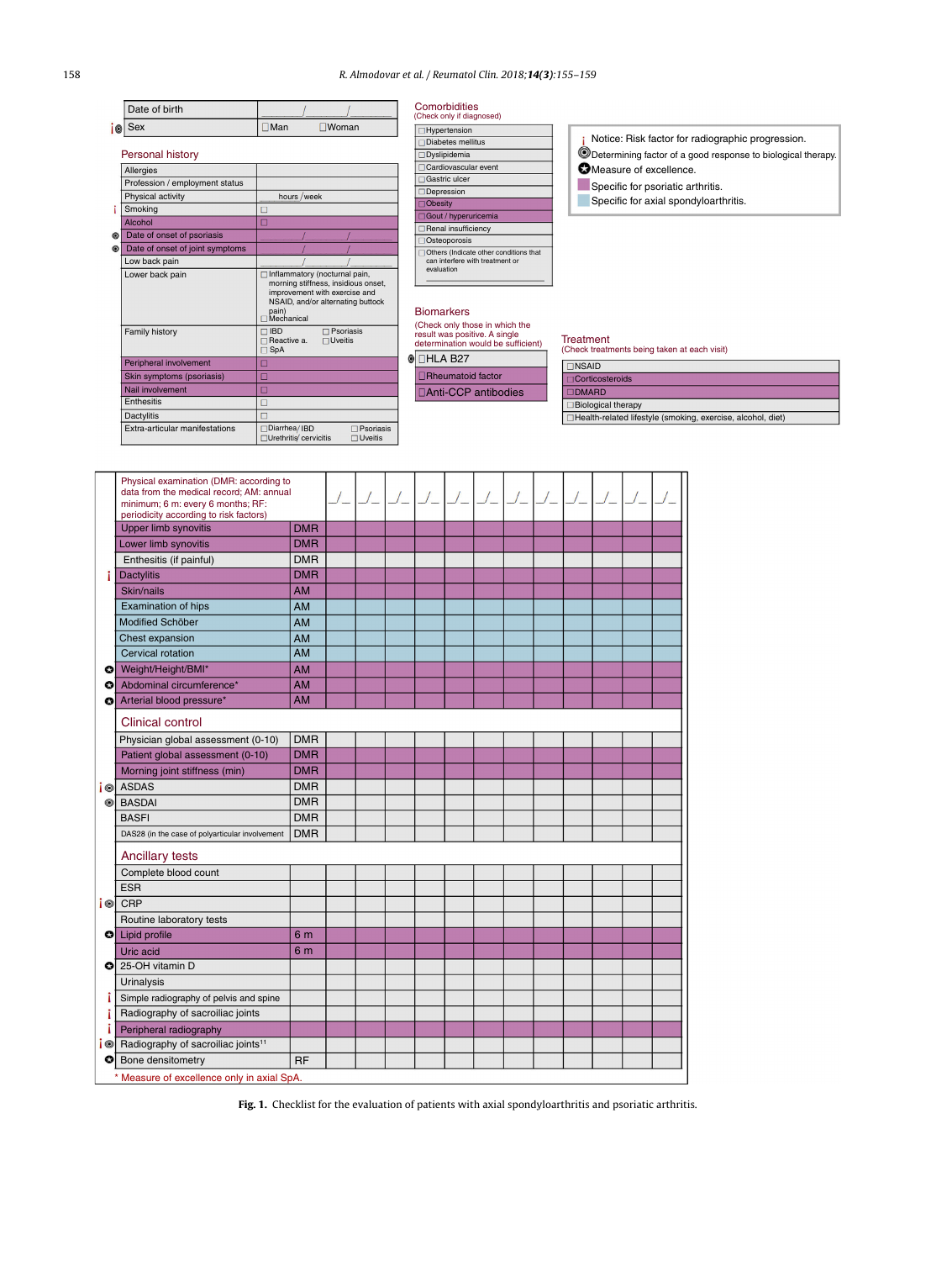| | |
|---|---|
| Date of birth | ___/___/___ |
| Sex | ☐Man ☐Woman |

### Personal history

| | |
|---|---|
| Allergies | |
| Profession / employment status | |
| Physical activity | ___ hours /week |
| Smoking | ☐ |
| Alcohol | ☐ |
| Date of onset of psoriasis | ___/___/___ |
| Date of onset of joint symptoms | ___/___/___ |
| Low back pain | ___/___/___ |
| Lower back pain | ☐Inflammatory (nocturnal pain, morning stiffness, insidious onset, improvement with exercise and NSAID, and/or alternating buttock pain) ☐Mechanical |
| Family history | ☐IBD ☐Psoriasis ☐Reactive a. ☐Uveitis ☐SpA |
| Peripheral involvement | ☐ |
| Skin symptoms (psoriasis) | ☐ |
| Nail involvement | ☐ |
| Enthesitis | ☐ |
| Dactylitis | ☐ |
| Extra-articular manifestations | ☐Diarrhea/ IBD ☐Psoriasis ☐Urethritis/ cervicitis ☐Uveitis |

### Comorbidities
(Check only if diagnosed)

- ☐Hypertension
- ☐Diabetes mellitus
- ☐Dyslipidemia
- ☐Cardiovascular event
- ☐Gastric ulcer
- ☐Depression
- ☐Obesity
- ☐Gout / hyperuricemia
- ☐Renal insufficiency
- ☐Osteoporosis
- ☐Others (Indicate other conditions that can interfere with treatment or evaluation ______

Notice: Risk factor for radiographic progression.
Determining factor of a good response to biological therapy.
Measure of excellence.
Specific for psoriatic arthritis.
Specific for axial spondyloarthritis.

### Biomarkers
(Check only those in which the result was positive. A single determination would be sufficient)

- ☐HLA B27
- ☐Rheumatoid factor
- ☐Anti-CCP antibodies

### Treatment
(Check treatments being taken at each visit)

- ☐NSAID
- ☐Corticosteroids
- ☐DMARD
- ☐Biological therapy
- ☐Health-related lifestyle (smoking, exercise, alcohol, diet)

| Physical examination (DMR: according to data from the medical record; AM: annual minimum; 6 m: every 6 months; RF: periodicity according to risk factors) | | _/_ | _/_ | _/_ | _/_ | _/_ | _/_ | _/_ | _/_ | _/_ | _/_ | _/_ | _/_ |
|---|---|---|---|---|---|---|---|---|---|---|---|---|---|
| Upper limb synovitis | DMR | | | | | | | | | | | | |
| Lower limb synovitis | DMR | | | | | | | | | | | | |
| Enthesitis (if painful) | DMR | | | | | | | | | | | | |
| Dactylitis | DMR | | | | | | | | | | | | |
| Skin/nails | AM | | | | | | | | | | | | |
| Examination of hips | AM | | | | | | | | | | | | |
| Modified Schöber | AM | | | | | | | | | | | | |
| Chest expansion | AM | | | | | | | | | | | | |
| Cervical rotation | AM | | | | | | | | | | | | |
| Weight/Height/BMI* | AM | | | | | | | | | | | | |
| Abdominal circumference* | AM | | | | | | | | | | | | |
| Arterial blood pressure* | AM | | | | | | | | | | | | |
| **Clinical control** | | | | | | | | | | | | | |
| Physician global assessment (0-10) | DMR | | | | | | | | | | | | |
| Patient global assessment (0-10) | DMR | | | | | | | | | | | | |
| Morning joint stiffness (min) | DMR | | | | | | | | | | | | |
| ASDAS | DMR | | | | | | | | | | | | |
| BASDAI | DMR | | | | | | | | | | | | |
| BASFI | DMR | | | | | | | | | | | | |
| DAS28 (in the case of polyarticular involvement | DMR | | | | | | | | | | | | |
| **Ancillary tests** | | | | | | | | | | | | | |
| Complete blood count | | | | | | | | | | | | | |
| ESR | | | | | | | | | | | | | |
| CRP | | | | | | | | | | | | | |
| Routine laboratory tests | | | | | | | | | | | | | |
| Lipid profile | 6 m | | | | | | | | | | | | |
| Uric acid | 6 m | | | | | | | | | | | | |
| 25-OH vitamin D | | | | | | | | | | | | | |
| Urinalysis | | | | | | | | | | | | | |
| Simple radiography of pelvis and spine | | | | | | | | | | | | | |
| Radiography of sacroiliac joints | | | | | | | | | | | | | |
| Peripheral radiography | | | | | | | | | | | | | |
| Radiography of sacroiliac joints[11] | | | | | | | | | | | | | |
| Bone densitometry | RF | | | | | | | | | | | | |

\* Measure of excellence only in axial SpA.

**Fig. 1.** Checklist for the evaluation of patients with axial spondyloarthritis and psoriatic arthritis.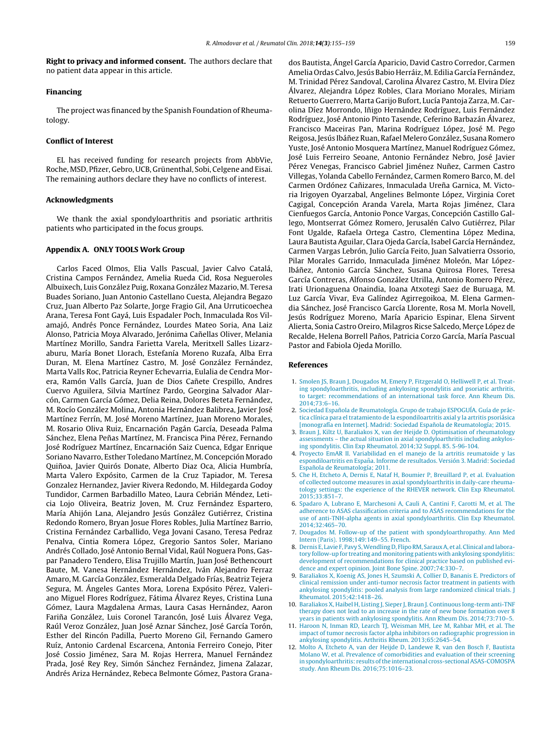**Right to privacy and informed consent.** The authors declare that no patient data appear in this article.

### Financing

The project was financed by the Spanish Foundation of Rheumatology.

### Conflict of Interest

EL has received funding for research projects from AbbVie, Roche, MSD, Pfizer, Gebro, UCB, Grünenthal, Sobi, Celgene and Eisai. The remaining authors declare they have no conflicts of interest.

### Acknowledgments

We thank the axial spondyloarthritis and psoriatic arthritis patients who participated in the focus groups.

### Appendix A. ONLY TOOLS Work Group

Carlos Faced Olmos, Elia Valls Pascual, Javier Calvo Catalá, Cristina Campos Fernández, Amelia Rueda Cid, Rosa Negueroles Albuixech, Luis González Puig, Roxana González Mazario, M. Teresa Buades Soriano, Juan Antonio Castellano Cuesta, Alejandra Begazo Cruz, Juan Alberto Paz Solarte, Jorge Fragio Gil, Ana Urruticoechea Arana, Teresa Font Gayá, Luis Espadaler Poch, Inmaculada Ros Vilamajó, Andrés Ponce Fernández, Lourdes Mateo Soria, Ana Laiz Alonso, Patricia Moya Alvarado, Jerónima Cañellas Oliver, Melania Martínez Morillo, Sandra Farietta Varela, Meritxell Salles Lizarzaburu, María Bonet Llorach, Estefanía Moreno Ruzafa, Alba Erra Duran, M. Elena Martínez Castro, M. José González Fernández, Marta Valls Roc, Patricia Reyner Echevarria, Eulalia de Cendra Morera, Ramón Valls García, Juan de Dios Cañete Crespillo, Andres Cuervo Aguilera, Silvia Martínez Pardo, Georgina Salvador Alarcón, Carmen García Gómez, Delia Reina, Dolores Beteta Fernández, M. Rocío González Molina, Antonia Hernández Balibrea, Javier José Martínez Ferrín, M. José Moreno Martínez, Juan Moreno Morales, M. Rosario Oliva Ruiz, Encarnación Pagán García, Deseada Palma Sánchez, Elena Peñas Martínez, M. Francisca Pina Pérez, Fernando José Rodríguez Martínez, Encarnación Saiz Cuenca, Edgar Enrique Soriano Navarro, Esther Toledano Martínez, M. Concepción Morado Quiñoa, Javier Quirós Donate, Alberto Diaz Oca, Alicia Humbría, Marta Valero Expósito, Carmen de la Cruz Tapiador, M. Teresa Gonzalez Hernandez, Javier Rivera Redondo, M. Hildegarda Godoy Tundidor, Carmen Barbadillo Mateo, Laura Cebrián Méndez, Leticia Lojo Oliveira, Beatriz Joven, M. Cruz Fernández Espartero, María Ahijón Lana, Alejandro Jesús González Gutiérrez, Cristina Redondo Romero, Bryan Josue Flores Robles, Julia Martínez Barrio, Cristina Fernández Carballido, Vega Jovani Casano, Teresa Pedraz Penalva, Cintia Romera López, Gregorio Santos Soler, Mariano Andrés Collado, José Antonio Bernal Vidal, Raúl Noguera Pons, Gaspar Panadero Tendero, Elisa Trujillo Martín, Juan José Bethencourt Baute, M. Vanesa Hernández Hernández, Iván Alejandro Ferraz Amaro, M. García González, Esmeralda Delgado Frías, Beatriz Tejera Segura, M. Ángeles Gantes Mora, Lorena Expósito Pérez, Valeriano Miguel Flores Rodríguez, Fátima Álvarez Reyes, Cristina Luna Gómez, Laura Magdalena Armas, Laura Casas Hernández, Aaron Fariña González, Luis Coronel Tarancón, José Luis Álvarez Vega, Raúl Veroz González, Juan José Aznar Sánchez, José García Torón, Esther del Rincón Padilla, Puerto Moreno Gil, Fernando Gamero Ruíz, Antonio Cardenal Escarcena, Antonia Ferreiro Conejo, Piter José Cossio Jiménez, Sara M. Rojas Herrera, Manuel Fernández Prada, José Rey Rey, Simón Sánchez Fernández, Jimena Zalazar, Andrés Ariza Hernández, Rebeca Belmonte Gómez, Pastora Granados Bautista, Ángel García Aparicio, David Castro Corredor, Carmen Amelia Ordas Calvo, Jesús Babio Herráiz, M. Edilia García Fernández, M. Trinidad Pérez Sandoval, Carolina Álvarez Castro, M. Elvira Díez Álvarez, Alejandra López Robles, Clara Moriano Morales, Miriam Retuerto Guerrero, Marta Garijo Bufort, Lucía Pantoja Zarza, M. Carolina Díez Morrondo, Iñigo Hernández Rodríguez, Luis Fernández Rodríguez, José Antonio Pinto Tasende, Ceferino Barbazán Álvarez, Francisco Maceiras Pan, Marina Rodríguez López, José M. Pego Reigosa, Jesús Ibáñez Ruan, Rafael Melero González, Susana Romero Yuste, José Antonio Mosquera Martínez, Manuel Rodríguez Gómez, José Luis Ferreiro Seoane, Antonio Fernández Nebro, José Javier Pérez Venegas, Francisco Gabriel Jiménez Nuñez, Carmen Castro Villegas, Yolanda Cabello Fernández, Carmen Romero Barco, M. del Carmen Ordónez Cañizares, Inmaculada Ureña Garnica, M. Victoria Irigoyen Oyarzabal, Angelines Belmonte López, Virginia Coret Cagigal, Concepción Aranda Varela, Marta Rojas Jiménez, Clara Cienfuegos García, Antonio Ponce Vargas, Concepción Castillo Gallego, Montserrat Gómez Romero, Jerusalén Calvo Gutiérrez, Pilar Font Ugalde, Rafaela Ortega Castro, Clementina López Medina, Laura Bautista Aguilar, Clara Ojeda García, Isabel García Hernández, Carmen Vargas Lebrón, Julio García Feito, Juan Salvatierra Ossorio, Pilar Morales Garrido, Inmaculada Jiménez Moleón, Mar López-Ibáñez, Antonio García Sánchez, Susana Quirosa Flores, Teresa García Contreras, Alfonso González Utrilla, Antonio Romero Pérez, Irati Urionaguena Onaindia, Ioana Atxotegi Saez de Buruaga, M. Luz García Vivar, Eva Galíndez Agirregoikoa, M. Elena Garmendia Sánchez, José Francisco García Llorente, Rosa M. Morla Novell, Jesús Rodríguez Moreno, María Aparicio Espinar, Elena Sirvent Alierta, Sonia Castro Oreiro, Milagros Ricse Salcedo, Merçe López de Recalde, Helena Borrell Paños, Patricia Corzo García, María Pascual Pastor and Fabiola Ojeda Morillo.

### References

1. Smolen JS, Braun J, Dougados M, Emery P, Fitzgerald O, Helliwell P, et al. Treating spondyloarthritis, including ankylosing spondylitis and psoriatic arthritis, to target: recommendations of an international task force. Ann Rheum Dis. 2014;73:6–16.
2. Sociedad Española de Reumatología. Grupo de trabajo ESPOGUÍA. Guía de práctica clínica para el tratamiento de la espondiloartritis axial y la artritis psoriásica [monografía en Internet]. Madrid: Sociedad Española de Reumatología; 2015.
3. Braun J, Kiltz U, Baraliakos X, van der Heijde D. Optimisation of rheumatology assessments – the actual situation in axial spondyloarthritis including ankylosing spondylitis. Clin Exp Rheumatol. 2014;32 Suppl. 85. S-96-104.
4. Proyecto EmAR II. Variabilidad en el manejo de la artritis reumatoide y las espondiloartritis en España. Informe de resultados. Versión 3. Madrid: Sociedad Española de Reumatología; 2011.
5. Che H, Etcheto A, Dernis E, Nataf H, Boumier P, Breuillard P, et al. Evaluation of collected outcome measures in axial spondyloarthritis in daily-care rheumatology settings: the experience of the RHEVER network. Clin Exp Rheumatol. 2015;33:851–7.
6. Spadaro A, Lubrano E, Marchesoni A, Cauli A, Cantini F, Carotti M, et al. The adherence to ASAS classification criteria and to ASAS recommendations for the use of anti-TNH-alpha agents in axial spondyloarthritis. Clin Exp Rheumatol. 2014;32:465–70.
7. Dougados M. Follow-up of the patient with spondyloarthropathy. Ann Med Intern (Paris). 1998;149:149–55. French.
8. Dernis E, Lavie F, Pavy S, Wendling D, Flipo RM, Saraux A, et al. Clinical and laboratory follow-up for treating and monitoring patients with ankylosing spondylitis: development of recommendations for clinical practice based on published evidence and expert opinion. Joint Bone Spine. 2007;74:330–7.
9. Baraliakos X, Koenig AS, Jones H, Szumski A, Collier D, Bananis E. Predictors of clinical remission under anti-tumor necrosis factor treatment in patients with ankylosing spondylitis: pooled analysis from large randomized clinical trials. J Rheumatol. 2015;42:1418–26.
10. Baraliakos X, Haibel H, Listing J, Sieper J, Braun J. Continuous long-term anti-TNF therapy does not lead to an increase in the rate of new bone formation over 8 years in patients with ankylosing spondylitis. Ann Rheum Dis. 2014;73:710–5.
11. Haroon N, Inman RD, Learch TJ, Weisman MH, Lee M, Rahbar MH, et al. The impact of tumor necrosis factor alpha inhibitors on radiographic progression in ankylosing spondylitis. Arthritis Rheum. 2013;65:2645–54.
12. Molto A, Etcheto A, van der Heijde D, Landewe R, van den Bosch F, Bautista Molano W, et al. Prevalence of comorbidities and evaluation of their screening in spondyloarthritis: results of the international cross-sectional ASAS-COMOSPA study. Ann Rheum Dis. 2016;75:1016–23.